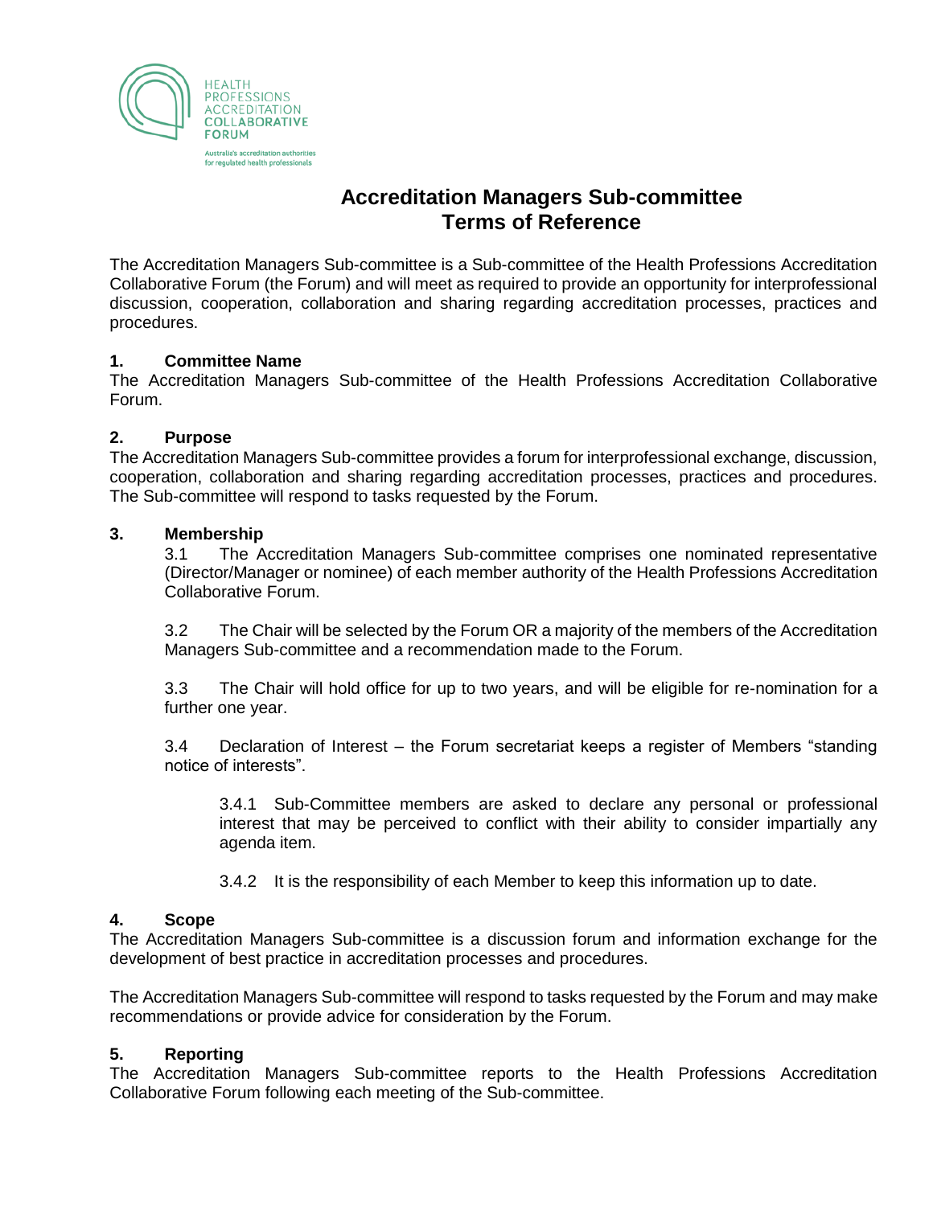HEALTH PROFESSIONS ACCREDITATION COLLABORATIVE FORUM

Australia's accreditation authorities for regulated health professionals

# Accreditation Managers Sub-committee
# Terms of Reference

The Accreditation Managers Sub-committee is a Sub-committee of the Health Professions Accreditation Collaborative Forum (the Forum) and will meet as required to provide an opportunity for interprofessional discussion, cooperation, collaboration and sharing regarding accreditation processes, practices and procedures.

## 1. Committee Name

The Accreditation Managers Sub-committee of the Health Professions Accreditation Collaborative Forum.

## 2. Purpose

The Accreditation Managers Sub-committee provides a forum for interprofessional exchange, discussion, cooperation, collaboration and sharing regarding accreditation processes, practices and procedures. The Sub-committee will respond to tasks requested by the Forum.

## 3. Membership

3.1 The Accreditation Managers Sub-committee comprises one nominated representative (Director/Manager or nominee) of each member authority of the Health Professions Accreditation Collaborative Forum.

3.2 The Chair will be selected by the Forum OR a majority of the members of the Accreditation Managers Sub-committee and a recommendation made to the Forum.

3.3 The Chair will hold office for up to two years, and will be eligible for re-nomination for a further one year.

3.4 Declaration of Interest – the Forum secretariat keeps a register of Members "standing notice of interests".

3.4.1 Sub-Committee members are asked to declare any personal or professional interest that may be perceived to conflict with their ability to consider impartially any agenda item.

3.4.2 It is the responsibility of each Member to keep this information up to date.

## 4. Scope

The Accreditation Managers Sub-committee is a discussion forum and information exchange for the development of best practice in accreditation processes and procedures.

The Accreditation Managers Sub-committee will respond to tasks requested by the Forum and may make recommendations or provide advice for consideration by the Forum.

## 5. Reporting

The Accreditation Managers Sub-committee reports to the Health Professions Accreditation Collaborative Forum following each meeting of the Sub-committee.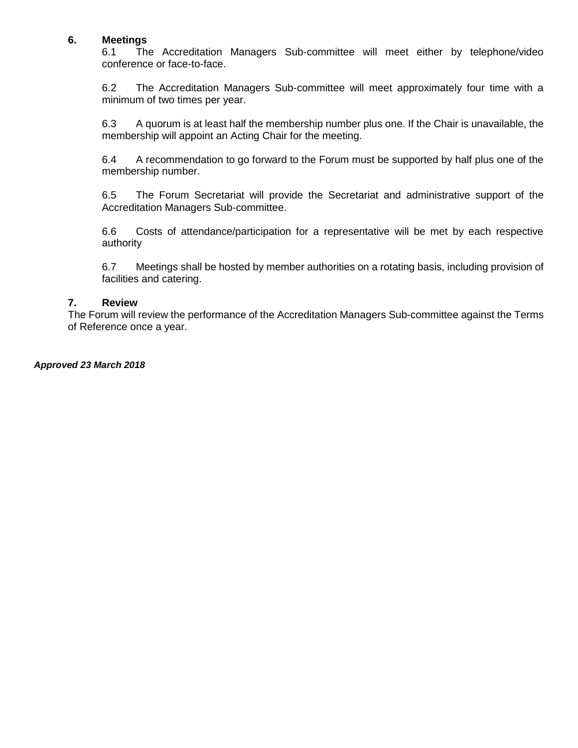## 6. Meetings

6.1 The Accreditation Managers Sub-committee will meet either by telephone/video conference or face-to-face.

6.2 The Accreditation Managers Sub-committee will meet approximately four time with a minimum of two times per year.

6.3 A quorum is at least half the membership number plus one. If the Chair is unavailable, the membership will appoint an Acting Chair for the meeting.

6.4 A recommendation to go forward to the Forum must be supported by half plus one of the membership number.

6.5 The Forum Secretariat will provide the Secretariat and administrative support of the Accreditation Managers Sub-committee.

6.6 Costs of attendance/participation for a representative will be met by each respective authority

6.7 Meetings shall be hosted by member authorities on a rotating basis, including provision of facilities and catering.

## 7. Review

The Forum will review the performance of the Accreditation Managers Sub-committee against the Terms of Reference once a year.

***Approved 23 March 2018***